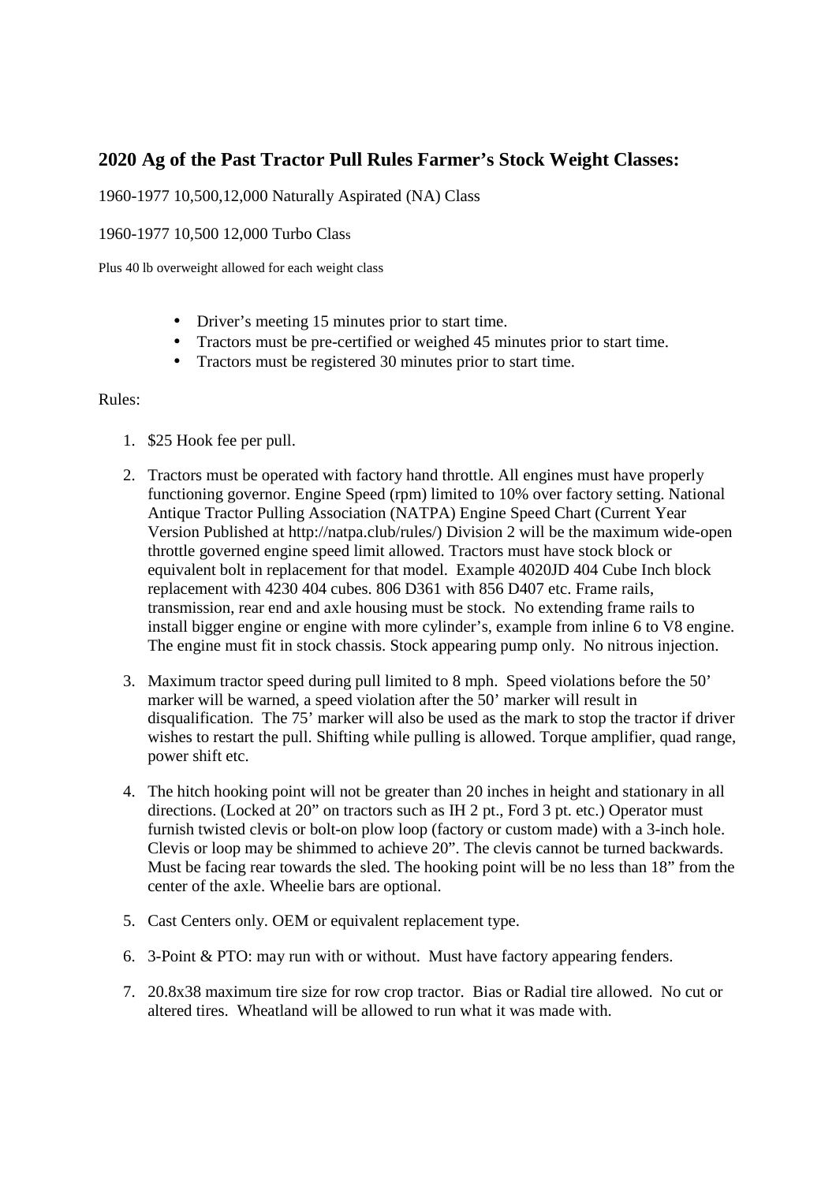## 2020 Ag of the Past Tractor Pull Rules Farmer's Stock Weight Classes:

1960-1977 10,500,12,000 Naturally Aspirated (NA) Class

1960-1977 10,500 12,000 Turbo Class

Plus 40 lb overweight allowed for each weight class

- Driver's meeting 15 minutes prior to start time.
- Tractors must be pre-certified or weighed 45 minutes prior to start time.
- Tractors must be registered 30 minutes prior to start time.

Rules:

1. $25 Hook fee per pull.

2. Tractors must be operated with factory hand throttle. All engines must have properly functioning governor. Engine Speed (rpm) limited to 10% over factory setting. National Antique Tractor Pulling Association (NATPA) Engine Speed Chart (Current Year Version Published at http://natpa.club/rules/) Division 2 will be the maximum wide-open throttle governed engine speed limit allowed. Tractors must have stock block or equivalent bolt in replacement for that model. Example 4020JD 404 Cube Inch block replacement with 4230 404 cubes. 806 D361 with 856 D407 etc. Frame rails, transmission, rear end and axle housing must be stock. No extending frame rails to install bigger engine or engine with more cylinder's, example from inline 6 to V8 engine. The engine must fit in stock chassis. Stock appearing pump only. No nitrous injection.

3. Maximum tractor speed during pull limited to 8 mph. Speed violations before the 50' marker will be warned, a speed violation after the 50' marker will result in disqualification. The 75' marker will also be used as the mark to stop the tractor if driver wishes to restart the pull. Shifting while pulling is allowed. Torque amplifier, quad range, power shift etc.

4. The hitch hooking point will not be greater than 20 inches in height and stationary in all directions. (Locked at 20" on tractors such as IH 2 pt., Ford 3 pt. etc.) Operator must furnish twisted clevis or bolt-on plow loop (factory or custom made) with a 3-inch hole. Clevis or loop may be shimmed to achieve 20". The clevis cannot be turned backwards. Must be facing rear towards the sled. The hooking point will be no less than 18" from the center of the axle. Wheelie bars are optional.

5. Cast Centers only. OEM or equivalent replacement type.

6. 3-Point & PTO: may run with or without. Must have factory appearing fenders.

7. 20.8x38 maximum tire size for row crop tractor. Bias or Radial tire allowed. No cut or altered tires. Wheatland will be allowed to run what it was made with.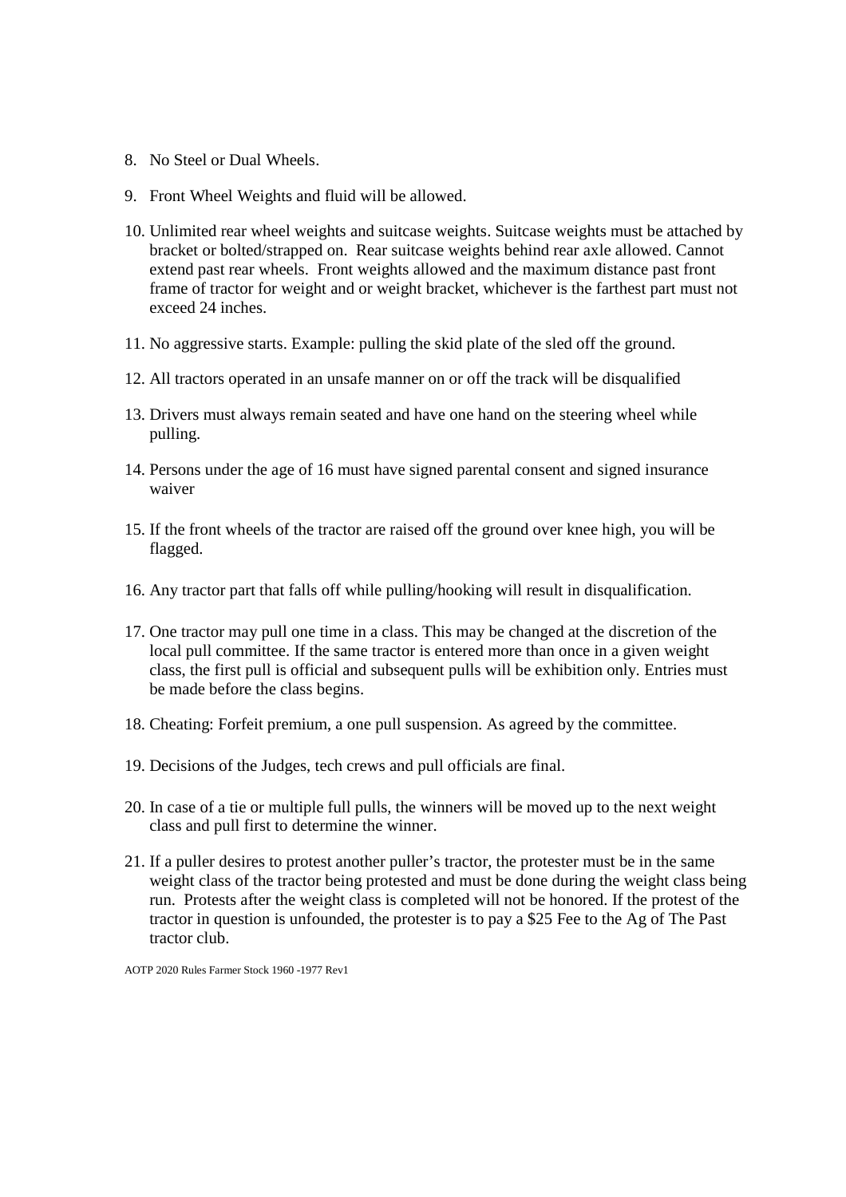8. No Steel or Dual Wheels.

9. Front Wheel Weights and fluid will be allowed.

10. Unlimited rear wheel weights and suitcase weights. Suitcase weights must be attached by bracket or bolted/strapped on. Rear suitcase weights behind rear axle allowed. Cannot extend past rear wheels. Front weights allowed and the maximum distance past front frame of tractor for weight and or weight bracket, whichever is the farthest part must not exceed 24 inches.

11. No aggressive starts. Example: pulling the skid plate of the sled off the ground.

12. All tractors operated in an unsafe manner on or off the track will be disqualified

13. Drivers must always remain seated and have one hand on the steering wheel while pulling.

14. Persons under the age of 16 must have signed parental consent and signed insurance waiver

15. If the front wheels of the tractor are raised off the ground over knee high, you will be flagged.

16. Any tractor part that falls off while pulling/hooking will result in disqualification.

17. One tractor may pull one time in a class. This may be changed at the discretion of the local pull committee. If the same tractor is entered more than once in a given weight class, the first pull is official and subsequent pulls will be exhibition only. Entries must be made before the class begins.

18. Cheating: Forfeit premium, a one pull suspension. As agreed by the committee.

19. Decisions of the Judges, tech crews and pull officials are final.

20. In case of a tie or multiple full pulls, the winners will be moved up to the next weight class and pull first to determine the winner.

21. If a puller desires to protest another puller's tractor, the protester must be in the same weight class of the tractor being protested and must be done during the weight class being run. Protests after the weight class is completed will not be honored. If the protest of the tractor in question is unfounded, the protester is to pay a $25 Fee to the Ag of The Past tractor club.

AOTP 2020 Rules Farmer Stock 1960 -1977 Rev1